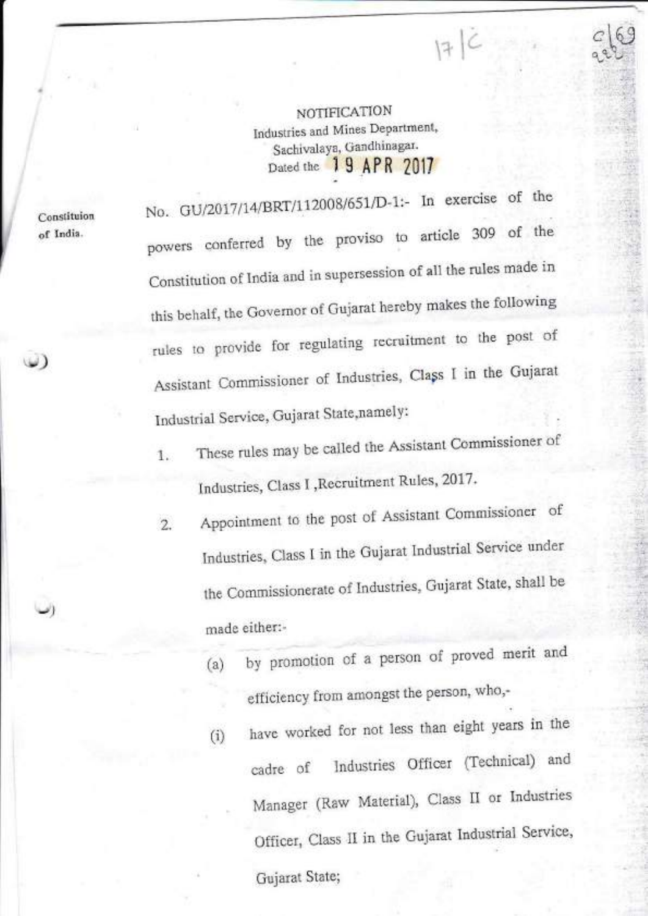NOTIFICATION

Industries and Mines Department,
Sachivalaya, Gandhinagar.
Dated the 19 APR 2017

Constituion of India.

No. GU/2017/14/BRT/112008/651/D-1:- In exercise of the powers conferred by the proviso to article 309 of the Constitution of India and in supersession of all the rules made in this behalf, the Governor of Gujarat hereby makes the following rules to provide for regulating recruitment to the post of Assistant Commissioner of Industries, Class I in the Gujarat Industrial Service, Gujarat State,namely:

1. These rules may be called the Assistant Commissioner of Industries, Class I ,Recruitment Rules, 2017.

2. Appointment to the post of Assistant Commissioner of Industries, Class I in the Gujarat Industrial Service under the Commissionerate of Industries, Gujarat State, shall be made either:-

   (a) by promotion of a person of proved merit and efficiency from amongst the person, who,-

   (i) have worked for not less than eight years in the cadre of Industries Officer (Technical) and Manager (Raw Material), Class II or Industries Officer, Class II in the Gujarat Industrial Service, Gujarat State;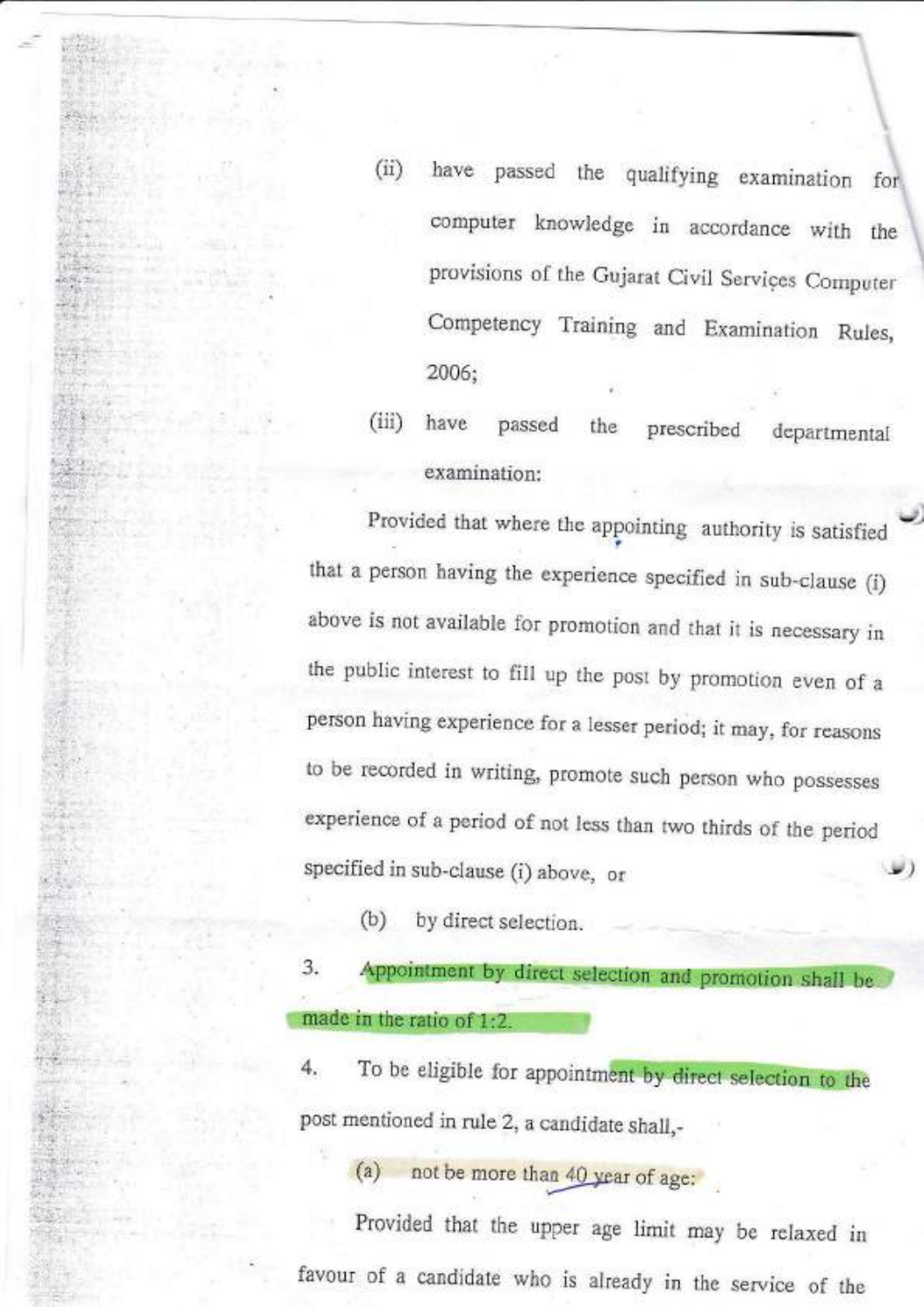(ii) have passed the qualifying examination for computer knowledge in accordance with the provisions of the Gujarat Civil Services Computer Competency Training and Examination Rules, 2006;

(iii) have passed the prescribed departmental examination:

Provided that where the appointing authority is satisfied that a person having the experience specified in sub-clause (i) above is not available for promotion and that it is necessary in the public interest to fill up the post by promotion even of a person having experience for a lesser period; it may, for reasons to be recorded in writing, promote such person who possesses experience of a period of not less than two thirds of the period specified in sub-clause (i) above, or

(b) by direct selection.

3. Appointment by direct selection and promotion shall be made in the ratio of 1:2.

4. To be eligible for appointment by direct selection to the post mentioned in rule 2, a candidate shall,-

(a) not be more than 40 year of age:

Provided that the upper age limit may be relaxed in favour of a candidate who is already in the service of the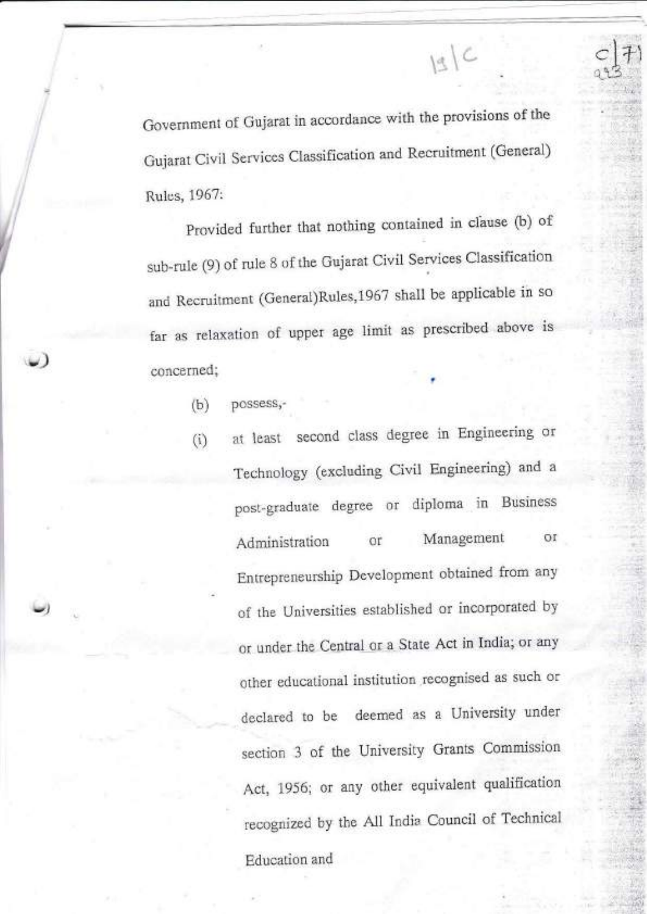Government of Gujarat in accordance with the provisions of the Gujarat Civil Services Classification and Recruitment (General) Rules, 1967:

Provided further that nothing contained in clause (b) of sub-rule (9) of rule 8 of the Gujarat Civil Services Classification and Recruitment (General)Rules,1967 shall be applicable in so far as relaxation of upper age limit as prescribed above is concerned;

(b) possess,-

(i) at least second class degree in Engineering or Technology (excluding Civil Engineering) and a post-graduate degree or diploma in Business Administration or Management or Entrepreneurship Development obtained from any of the Universities established or incorporated by or under the Central or a State Act in India; or any other educational institution recognised as such or declared to be deemed as a University under section 3 of the University Grants Commission Act, 1956; or any other equivalent qualification recognized by the All India Council of Technical Education and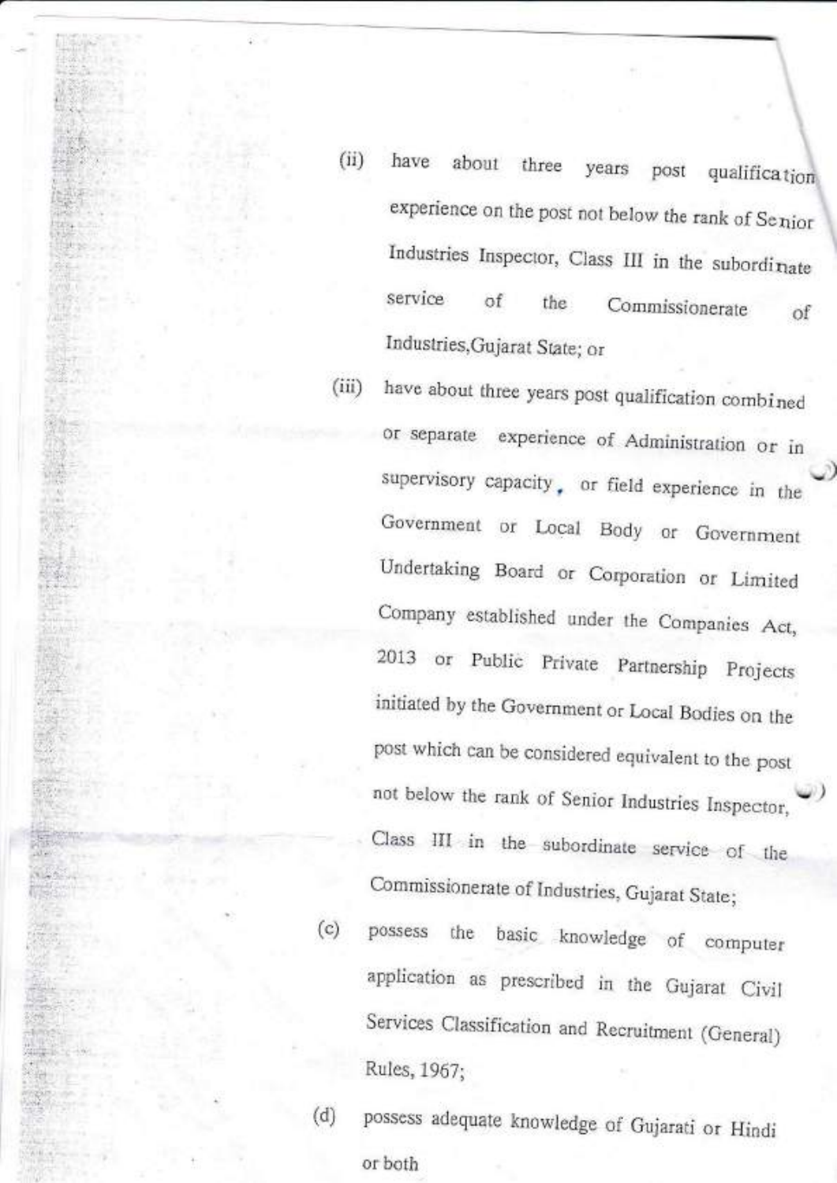(ii) have about three years post qualification experience on the post not below the rank of Senior Industries Inspector, Class III in the subordinate service of the Commissionerate of Industries,Gujarat State; or

(iii) have about three years post qualification combined or separate experience of Administration or in supervisory capacity, or field experience in the Government or Local Body or Government Undertaking Board or Corporation or Limited Company established under the Companies Act, 2013 or Public Private Partnership Projects initiated by the Government or Local Bodies on the post which can be considered equivalent to the post not below the rank of Senior Industries Inspector, Class III in the subordinate service of the Commissionerate of Industries, Gujarat State;

(c) possess the basic knowledge of computer application as prescribed in the Gujarat Civil Services Classification and Recruitment (General) Rules, 1967;

(d) possess adequate knowledge of Gujarati or Hindi or both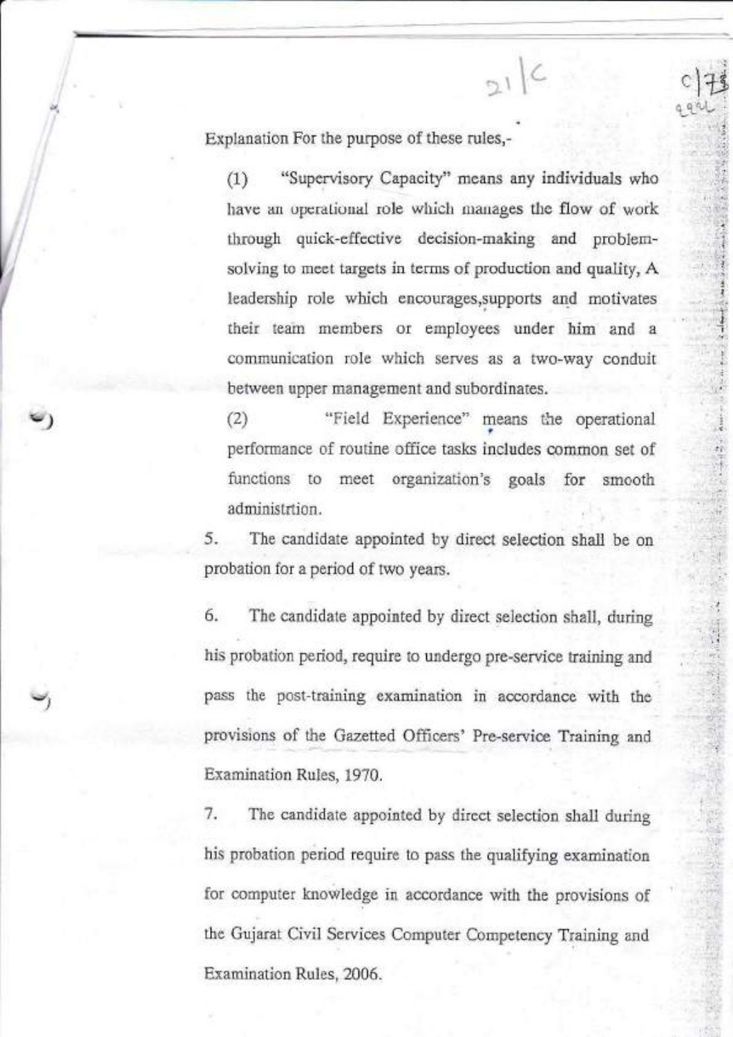Explanation For the purpose of these rules,-

(1) "Supervisory Capacity" means any individuals who have an operational role which manages the flow of work through quick-effective decision-making and problem-solving to meet targets in terms of production and quality, A leadership role which encourages,supports and motivates their team members or employees under him and a communication role which serves as a two-way conduit between upper management and subordinates.

(2) "Field Experience" means the operational performance of routine office tasks includes common set of functions to meet organization's goals for smooth administrtion.

5. The candidate appointed by direct selection shall be on probation for a period of two years.

6. The candidate appointed by direct selection shall, during his probation period, require to undergo pre-service training and pass the post-training examination in accordance with the provisions of the Gazetted Officers' Pre-service Training and Examination Rules, 1970.

7. The candidate appointed by direct selection shall during his probation period require to pass the qualifying examination for computer knowledge in accordance with the provisions of the Gujarat Civil Services Computer Competency Training and Examination Rules, 2006.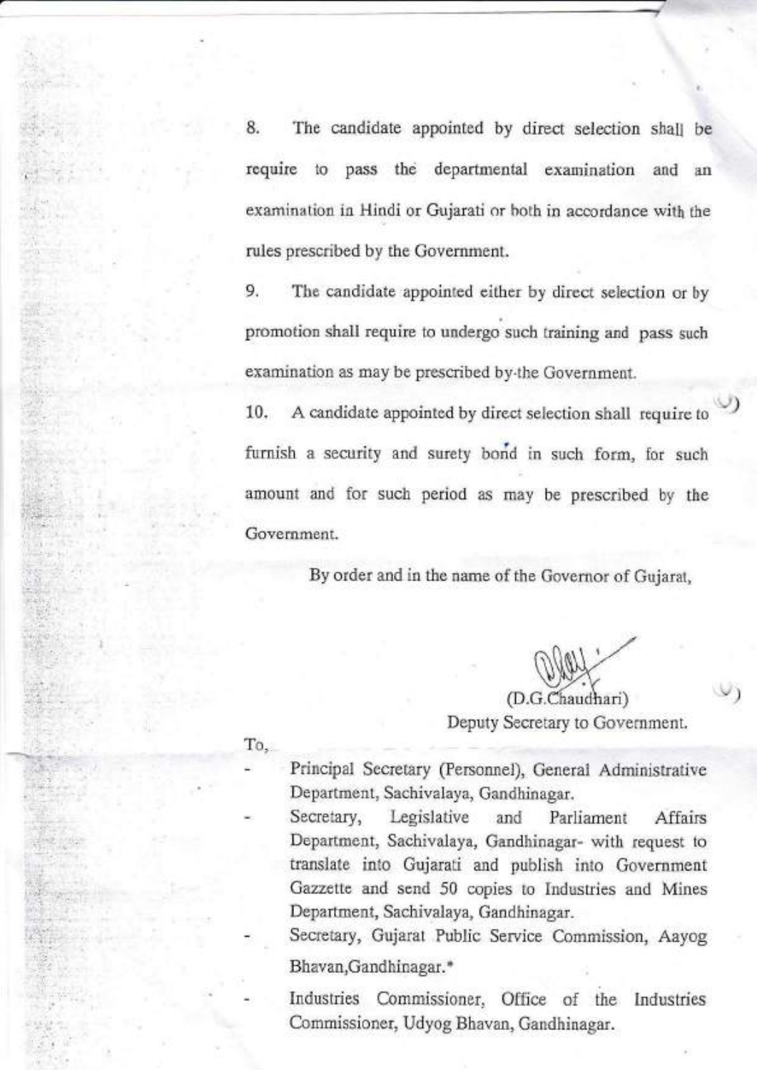8. The candidate appointed by direct selection shall be require to pass the departmental examination and an examination in Hindi or Gujarati or both in accordance with the rules prescribed by the Government.

9. The candidate appointed either by direct selection or by promotion shall require to undergo such training and pass such examination as may be prescribed by the Government.

10. A candidate appointed by direct selection shall require to furnish a security and surety bond in such form, for such amount and for such period as may be prescribed by the Government.

By order and in the name of the Governor of Gujarat,

(D.G.Chaudhari)
Deputy Secretary to Government.

To,

- Principal Secretary (Personnel), General Administrative Department, Sachivalaya, Gandhinagar.
- Secretary, Legislative and Parliament Affairs Department, Sachivalaya, Gandhinagar- with request to translate into Gujarati and publish into Government Gazzette and send 50 copies to Industries and Mines Department, Sachivalaya, Gandhinagar.
- Secretary, Gujarat Public Service Commission, Aayog Bhavan,Gandhinagar.*
- Industries Commissioner, Office of the Industries Commissioner, Udyog Bhavan, Gandhinagar.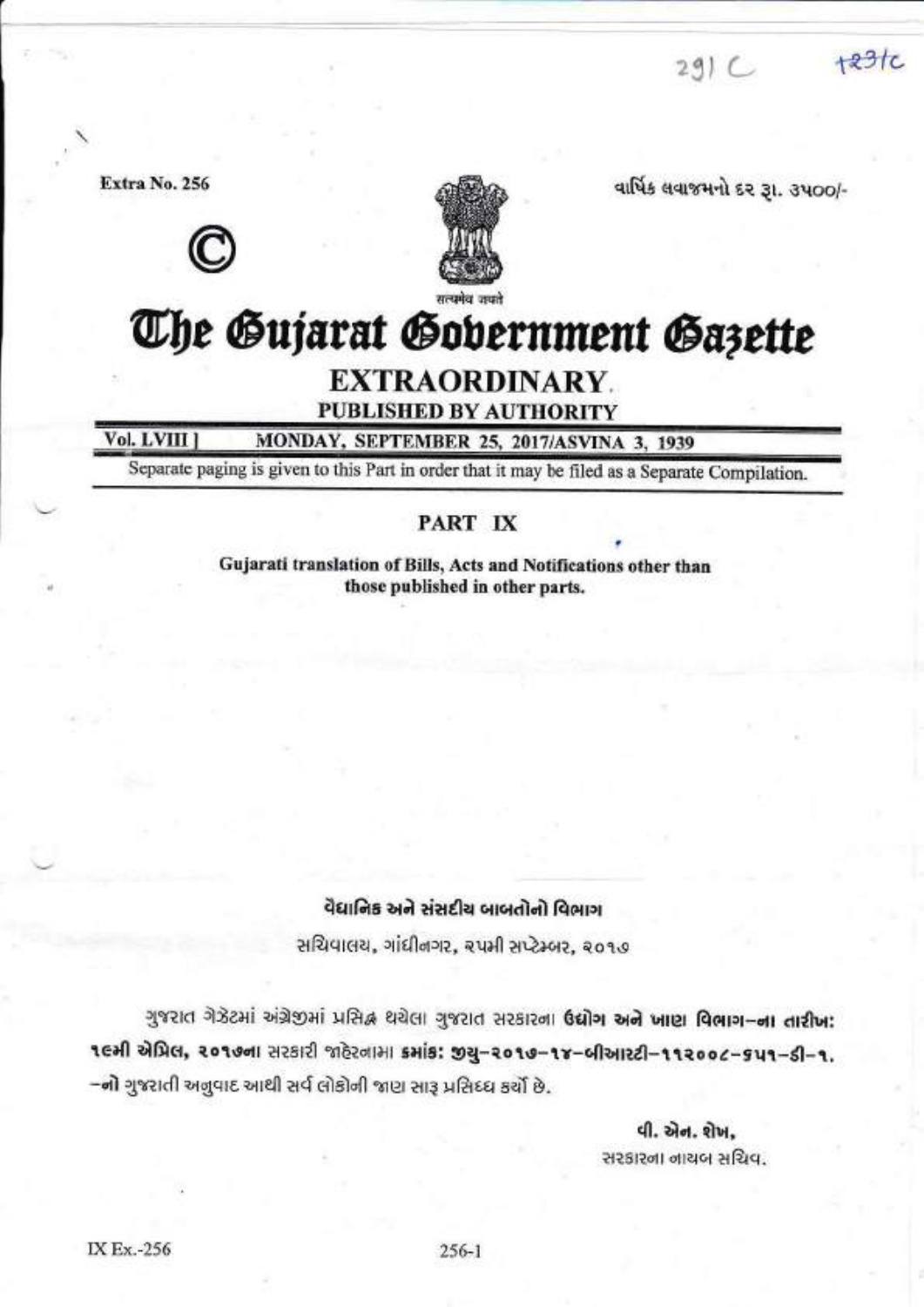291 C   +२३/c

Extra No. 256

©

વાર્ષિક લવાજમનો દર રૂ. ૩૫૦૦/-

सत्यमेव जयते

# The Gujarat Government Gazette

## EXTRAORDINARY

**PUBLISHED BY AUTHORITY**

**Vol. LVIII ]   MONDAY, SEPTEMBER 25, 2017/ASVINA 3, 1939**

Separate paging is given to this Part in order that it may be filed as a Separate Compilation.

### PART IX

**Gujarati translation of Bills, Acts and Notifications other than those published in other parts.**

**વૈધાનિક અને સંસદીય બાબતોનો વિભાગ**

સચિવાલય, ગાંધીનગર, ૨૫મી સપ્ટેમ્બર, ૨૦૧૭

ગુજરાત ગેઝેટમાં અંગ્રેજીમાં પ્રસિદ્ધ થયેલા ગુજરાત સરકારના **ઉદ્યોગ અને ખાણ વિભાગ–ના તારીખ: ૧૯મી એપ્રિલ, ૨૦૧૭ના** સરકારી જાહેરનામા **ક્રમાંક: જીયુ–૨૦૧૭–૧૪–બીઆરટી–૧૧૨૦૦૮–૬૫૧–ડી–૧.** –નો ગુજરાતી અનુવાદ આથી સર્વ લોકોની જાણ સારૂ પ્રસિધ્ધ કર્યો છે.

**વી. એન. શેખ,**
સરકારના નાયબ સચિવ.

IX Ex.-256   256-1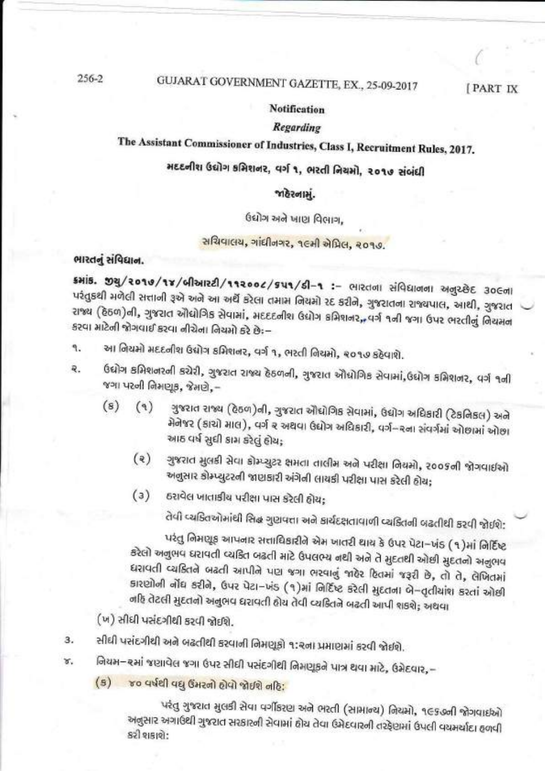## Notification

### *Regarding*

### The Assistant Commissioner of Industries, Class I, Recruitment Rules, 2017.

### મદદનીશ ઉદ્યોગ કમિશનર, વર્ગ ૧, ભરતી નિયમો, ૨૦૧૭ સંબંધી

### જાહેરનામું.

ઉદ્યોગ અને ખાણ વિભાગ,

સચિવાલય, ગાંધીનગર, ૧૯મી એપ્રિલ, ૨૦૧૭.

**ભારતનું સંવિધાન.**

**ક્રમાંક. જીયુ/૨૦૧૭/૧૪/બીઆરટી/૧૧૨૦૦૮/૬૫૧/ડી-૧ :-** ભારતના સંવિધાનના અનુચ્છેદ ૩૦૯ના પરંતુકથી મળેલી સત્તાની રૂએ અને આ અર્થે કરેલા તમામ નિયમો રદ કરીને, ગુજરાતના રાજ્યપાલ, આથી, ગુજરાત રાજ્ય (હેઠળ)ની, ગુજરાત ઔદ્યોગિક સેવામાં, મદદનીશ ઉદ્યોગ કમિશનર, વર્ગ ૧ની જગા ઉપર ભરતીનું નિયમન કરવા માટેની જોગવાઈ કરવા નીચેના નિયમો કરે છે:-

૧. આ નિયમો મદદનીશ ઉદ્યોગ કમિશનર, વર્ગ ૧, ભરતી નિયમો, ૨૦૧૭ કહેવાશે.

૨. ઉદ્યોગ કમિશનરની કચેરી, ગુજરાત રાજ્ય હેઠળની, ગુજરાત ઔદ્યોગિક સેવામાં,ઉદ્યોગ કમિશનર, વર્ગ ૧ની જગા પરની નિમણૂક, જેમણે,-

(ક) (૧) ગુજરાત રાજ્ય (હેઠળ)ની, ગુજરાત ઔદ્યોગિક સેવામાં, ઉદ્યોગ અધિકારી (ટેકનિકલ) અને મેનેજર (કાચો માલ), વર્ગ ૨ અથવા ઉદ્યોગ અધિકારી, વર્ગ-૨ના સંવર્ગમાં ઓછામાં ઓછા આઠ વર્ષ સુધી કામ કરેલું હોય;

(૨) ગુજરાત મુલકી સેવા કોમ્પ્યુટર ક્ષમતા તાલીમ અને પરીક્ષા નિયમો, ૨૦૦૬ની જોગવાઈઓ અનુસાર કોમ્પ્યુટરની જાણકારી અંગેની લાયકી પરીક્ષા પાસ કરેલી હોય;

(૩) ઠરાવેલ ખાતાકીય પરીક્ષા પાસ કરેલી હોય;

તેવી વ્યક્તિઓમાંથી સિદ્ધ ગુણવત્તા અને કાર્યદક્ષતાવાળી વ્યક્તિની બઢતીથી કરવી જોઈશે:

પરંતુ નિમણૂક આપનાર સત્તાધિકારીને એમ ખાતરી થાય કે ઉપર પેટા-ખંડ (૧)માં નિર્દિષ્ટ કરેલો અનુભવ ધરાવતી વ્યક્તિ બઢતી માટે ઉપલબ્ધ નથી અને તે મુદતથી ઓછી મુદતનો અનુભવ ધરાવતી વ્યક્તિને બઢતી આપીને પણ જગા ભરવાનું જાહેર હિતમાં જરૂરી છે, તો તે, લેખિતમાં કારણોની નોંધ કરીને, ઉપર પેટા-ખંડ (૧)માં નિર્દિષ્ટ કરેલી મુદતના બે-તૃતીયાંશ કરતાં ઓછી નહિ તેટલી મુદતનો અનુભવ ધરાવતી હોય તેવી વ્યક્તિને બઢતી આપી શકશે; અથવા

(ખ) સીધી પસંદગીથી કરવી જોઈશે.

૩. સીધી પસંદગીથી અને બઢતીથી કરવાની નિમણૂકો ૧:૨ના પ્રમાણમાં કરવી જોઈશે.

૪. નિયમ-૨માં જણાવેલ જગા ઉપર સીધી પસંદગીથી નિમણૂકને પાત્ર થવા માટે, ઉમેદવાર,-

(ક) ૪૦ વર્ષથી વધુ ઉંમરનો હોવો જોઈશે નહિ:

પરંતુ ગુજરાત મુલકી સેવા વર્ગીકરણ અને ભરતી (સામાન્ય) નિયમો, ૧૯૬૭ની જોગવાઈઓ અનુસાર અગાઉથી ગુજરાત સરકારની સેવામાં હોય તેવા ઉમેદવારની તરફેણમાં ઉપલી વયમર્યાદા હળવી કરી શકાશે: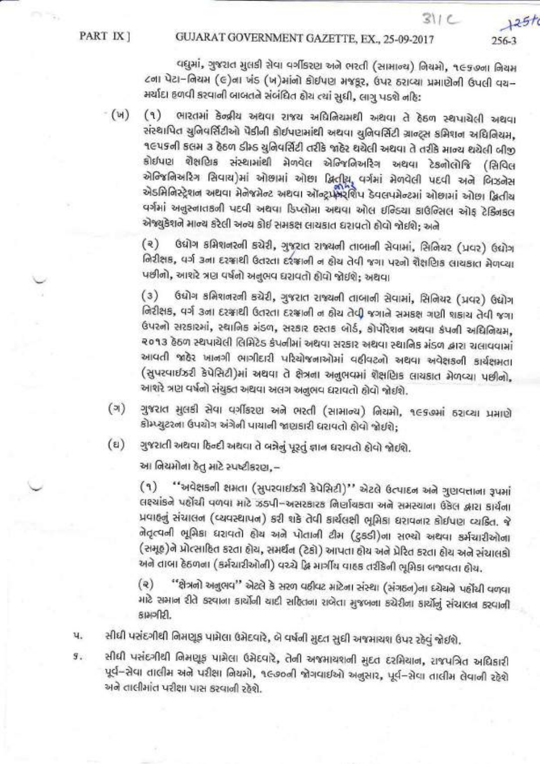વધુમાં, ગુજરાત મુલકી સેવા વર્ગીકરણ અને ભરતી (સામાન્ય) નિયમો, ૧૯૬૭ના નિયમ ૮ના પેટા-નિયમ (૯)ના ખંડ (ખ)માંનો કોઇપણ મજકૂર, ઉપર ઠરાવ્યા પ્રમાણેની ઉપલી વય-મર્યાદા હળવી કરવાની બાબતને સંબંધિત હોય ત્યાં સુધી, લાગુ પડશે નહિ:

(ખ) (૧) ભારતમાં કેન્દ્રીય અથવા રાજ્ય અધિનિયમથી અથવા તે હેઠળ સ્થપાયેલી અથવા સંસ્થાપિત યુનિવર્સિટીઓ પૈકીની કોઇપણમાંથી અથવા યુનિવર્સિટી ગ્રાન્ટ્સ કમિશન અધિનિયમ, ૧૯૫૬ની કલમ ૩ હેઠળ ડીમ્ડ યુનિવર્સિટી તરીકે જાહેર થયેલી અથવા તે તરીકે માન્ય થયેલી બીજી કોઇપણ શૈક્ષણિક સંસ્થામાંથી મેળવેલ એન્જિનિઅરિંગ અથવા ટેકનોલોજિ (સિવિલ એન્જિનિઅરિંગ સિવાય)માં ઓછામાં ઓછા દ્વિતીય વર્ગમાં મેળવેલી પદવી અને બિઝનેસ એડમિનિસ્ટ્રેશન અથવા મેનેજમેન્ટ અથવા ઑન્ટ્રપ્રેન્યરશિપ ડેવલપમેન્ટમાં ઓછામાં ઓછા દ્વિતીય વર્ગમાં અનુસ્નાતકની પદવી અથવા ડિપ્લોમા અથવા ઓલ ઇન્ડિયા કાઉન્સિલ ઓફ ટેક્નિકલ એજ્યુકેશને માન્ય કરેલી અન્ય કોઇ સમકક્ષ લાયકાત ધરાવતો હોવો જોઇશે; અને

(૨) ઉદ્યોગ કમિશનરની કચેરી, ગુજરાત રાજ્યની તાબાની સેવામાં, સિનિયર (પ્રવર) ઉદ્યોગ નિરીક્ષક, વર્ગ ૩ના દરજ્જાથી ઉતરતા દરજ્જાની ન હોય તેવી જગા પરનો શૈક્ષણિક લાયકાત મેળવ્યા પછીનો, આશરે ત્રણ વર્ષનો અનુભવ ધરાવતો હોવો જોઇશે; અથવા

(૩) ઉદ્યોગ કમિશનરની કચેરી, ગુજરાત રાજ્યની તાબાની સેવામાં, સિનિયર (પ્રવર) ઉદ્યોગ નિરીક્ષક, વર્ગ ૩ના દરજ્જાથી ઉતરતા દરજ્જાની ન હોય તેવી જગાને સમકક્ષ ગણી શકાય તેવી જગા ઉપરનો સરકારમાં, સ્થાનિક મંડળ, સરકાર હસ્તક બોર્ડ, કોર્પોરેશન અથવા કંપની અધિનિયમ, ૨૦૧૩ હેઠળ સ્થપાયેલી લિમિટેડ કંપનીમાં અથવા સરકાર અથવા સ્થાનિક મંડળ દ્વારા ચલાવવામાં આવતી જાહેર ખાનગી ભાગીદારી પરિયોજનાઓમાં વહીવટનો અથવા અવેક્ષકની કાર્યક્ષમતા (સુપરવાઇઝરી કેપેસિટી)માં અથવા તે ક્ષેત્રના અનુભવમાં શૈક્ષણિક લાયકાત મેળવ્યા પછીનો, આશરે ત્રણ વર્ષનો સંયુક્ત અથવા અલગ અનુભવ ધરાવતો હોવો જોઇશે.

(ગ) ગુજરાત મુલકી સેવા વર્ગીકરણ અને ભરતી (સામાન્ય) નિયમો, ૧૯૬૭માં ઠરાવ્યા પ્રમાણે કોમ્પ્યુટરના ઉપયોગ અંગેની પાયાની જાણકારી ધરાવતો હોવો જોઇશે;

(ઘ) ગુજરાતી અથવા હિન્દી અથવા તે બન્નેનું પૂરતું જ્ઞાન ધરાવતો હોવો જોઇશે.

આ નિયમોના હેતુ માટે સ્પષ્ટીકરણ,-

(૧) "અવેક્ષકની ક્ષમતા (સુપરવાઇઝરી કેપેસિટી)" એટલે ઉત્પાદન અને ગુણવત્તાના રૂપમાં લક્ષ્યાંકને પહોંચી વળવા માટે ઝડપી-અસરકારક નિર્ણાયકતા અને સમસ્યાના ઉકેલ દ્વારા કાર્યના પ્રવાહનું સંચાલન (વ્યવસ્થાપન) કરી શકે તેવી કાર્યલક્ષી ભૂમિકા ધરાવનાર કોઇપણ વ્યક્તિ. જે નેતૃત્વની ભૂમિકા ધરાવતો હોય અને પોતાની ટીમ (ટુકડી)ના સભ્યો અથવા કર્મચારીઓના (સમૂહ)ને પ્રોત્સાહિત કરતા હોય, સમર્થન (ટેકો) આપતા હોય અને પ્રેરિત કરતા હોય અને સંચાલકો અને તાબા હેઠળના (કર્મચારીઓની) વચ્ચે દ્વિ માર્ગીય વાહક તરીકેની ભૂમિકા બજાવતા હોય.

(૨) "ક્ષેત્રનો અનુભવ" એટલે કે સરળ વહીવટ માટેના સંસ્થા (સંગઠન)ના ધ્યેયને પહોંચી વળવા માટે સમાન રીતે કરવાના કાર્યોની યાદી સહિતના રાબેતા મુજબના કચેરીના કાર્યોનું સંચાલન કરવાની કામગીરી.

૫. સીધી પસંદગીથી નિમણૂક પામેલા ઉમેદવારે, બે વર્ષની મુદત સુધી અજમાયશ ઉપર રહેવું જોઇશે.

૬. સીધી પસંદગીથી નિમણૂક પામેલા ઉમેદવારે, તેની અજમાયશની મુદત દરમિયાન, રાજપત્રિત અધિકારી પૂર્વ-સેવા તાલીમ અને પરીક્ષા નિયમો, ૧૯૭૦ની જોગવાઇઓ અનુસાર, પૂર્વ-સેવા તાલીમ લેવાની રહેશે અને તાલીમાંત પરીક્ષા પાસ કરવાની રહેશે.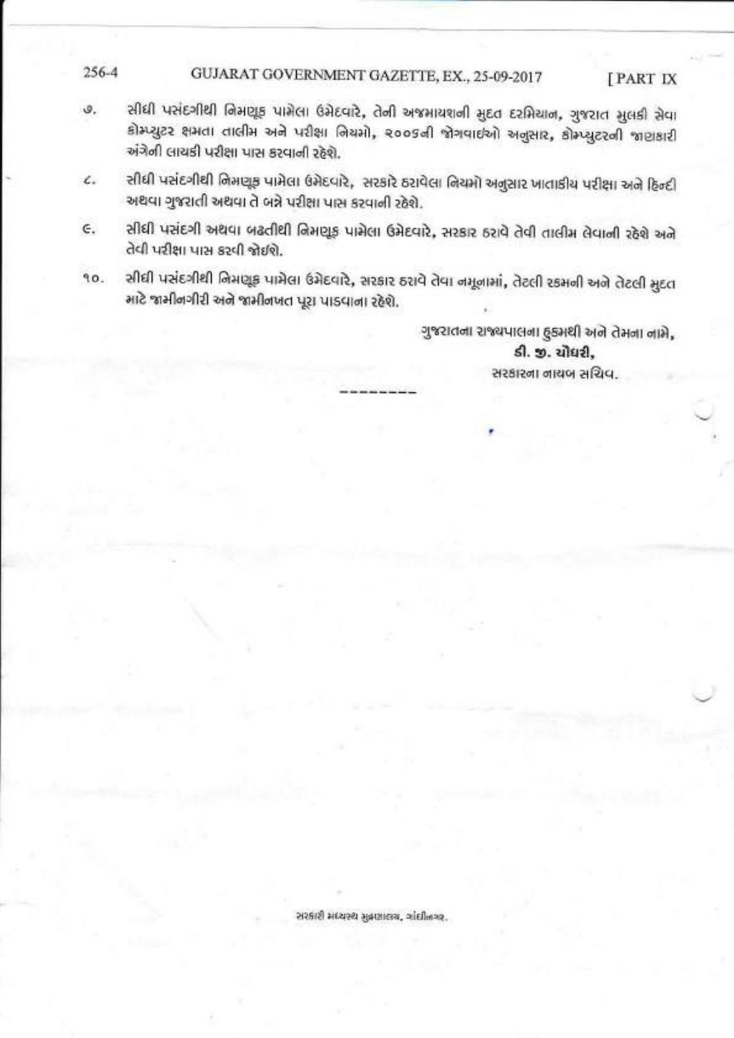૭. સીધી પસંદગીથી નિમણૂક પામેલા ઉમેદવારે, તેની અજમાયશની મુદત દરમિયાન, ગુજરાત મુલકી સેવા કોમ્પ્યુટર ક્ષમતા તાલીમ અને પરીક્ષા નિયમો, ૨૦૦૬ની જોગવાઇઓ અનુસાર, કોમ્પ્યુટરની જાણકારી અંગેની લાયકી પરીક્ષા પાસ કરવાની રહેશે.

૮. સીધી પસંદગીથી નિમણૂક પામેલા ઉમેદવારે, સરકારે ઠરાવેલા નિયમો અનુસાર ખાતાકીય પરીક્ષા અને હિન્દી અથવા ગુજરાતી અથવા તે બન્ને પરીક્ષા પાસ કરવાની રહેશે.

૯. સીધી પસંદગી અથવા બઢતીથી નિમણૂક પામેલા ઉમેદવારે, સરકાર ઠરાવે તેવી તાલીમ લેવાની રહેશે અને તેવી પરીક્ષા પાસ કરવી જોઇશે.

૧૦. સીધી પસંદગીથી નિમણૂક પામેલા ઉમેદવારે, સરકાર ઠરાવે તેવા નમૂનામાં, તેટલી રકમની અને તેટલી મુદત માટે જામીનગીરી અને જામીનખત પૂરા પાડવાના રહેશે.

ગુજરાતના રાજ્યપાલના હુકમથી અને તેમના નામે,

ડી. જી. ચૌધરી,

સરકારના નાયબ સચિવ.

---

સરકારી મધ્યસ્થ મુદ્રણાલય, ગાંધીનગર.